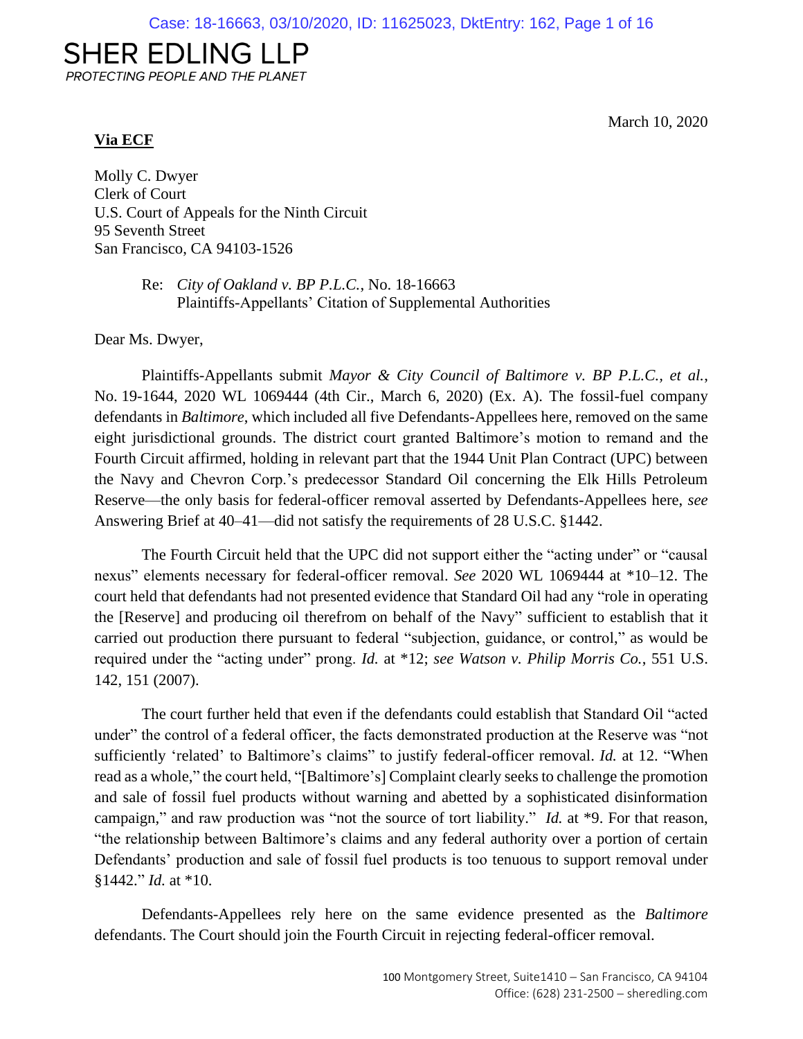SHER EDLING LLP

*PROTECTING PEOPLE AND THE PLANET*

March 10, 2020

**Via ECF**

Molly C. Dwyer
Clerk of Court
U.S. Court of Appeals for the Ninth Circuit
95 Seventh Street
San Francisco, CA 94103-1526

Re: *City of Oakland v. BP P.L.C.*, No. 18-16663
Plaintiffs-Appellants' Citation of Supplemental Authorities

Dear Ms. Dwyer,

Plaintiffs-Appellants submit *Mayor & City Council of Baltimore v. BP P.L.C., et al.*, No. 19-1644, 2020 WL 1069444 (4th Cir., March 6, 2020) (Ex. A). The fossil-fuel company defendants in *Baltimore*, which included all five Defendants-Appellees here, removed on the same eight jurisdictional grounds. The district court granted Baltimore's motion to remand and the Fourth Circuit affirmed, holding in relevant part that the 1944 Unit Plan Contract (UPC) between the Navy and Chevron Corp.'s predecessor Standard Oil concerning the Elk Hills Petroleum Reserve—the only basis for federal-officer removal asserted by Defendants-Appellees here, *see* Answering Brief at 40–41—did not satisfy the requirements of 28 U.S.C. §1442.

The Fourth Circuit held that the UPC did not support either the "acting under" or "causal nexus" elements necessary for federal-officer removal. *See* 2020 WL 1069444 at \*10–12. The court held that defendants had not presented evidence that Standard Oil had any "role in operating the [Reserve] and producing oil therefrom on behalf of the Navy" sufficient to establish that it carried out production there pursuant to federal "subjection, guidance, or control," as would be required under the "acting under" prong. *Id.* at \*12; *see Watson v. Philip Morris Co.*, 551 U.S. 142, 151 (2007).

The court further held that even if the defendants could establish that Standard Oil "acted under" the control of a federal officer, the facts demonstrated production at the Reserve was "not sufficiently 'related' to Baltimore's claims" to justify federal-officer removal. *Id.* at 12. "When read as a whole," the court held, "[Baltimore's] Complaint clearly seeks to challenge the promotion and sale of fossil fuel products without warning and abetted by a sophisticated disinformation campaign," and raw production was "not the source of tort liability." *Id.* at \*9. For that reason, "the relationship between Baltimore's claims and any federal authority over a portion of certain Defendants' production and sale of fossil fuel products is too tenuous to support removal under §1442." *Id.* at \*10.

Defendants-Appellees rely here on the same evidence presented as the *Baltimore* defendants. The Court should join the Fourth Circuit in rejecting federal-officer removal.

100 Montgomery Street, Suite1410 – San Francisco, CA 94104
Office: (628) 231-2500 – sheredling.com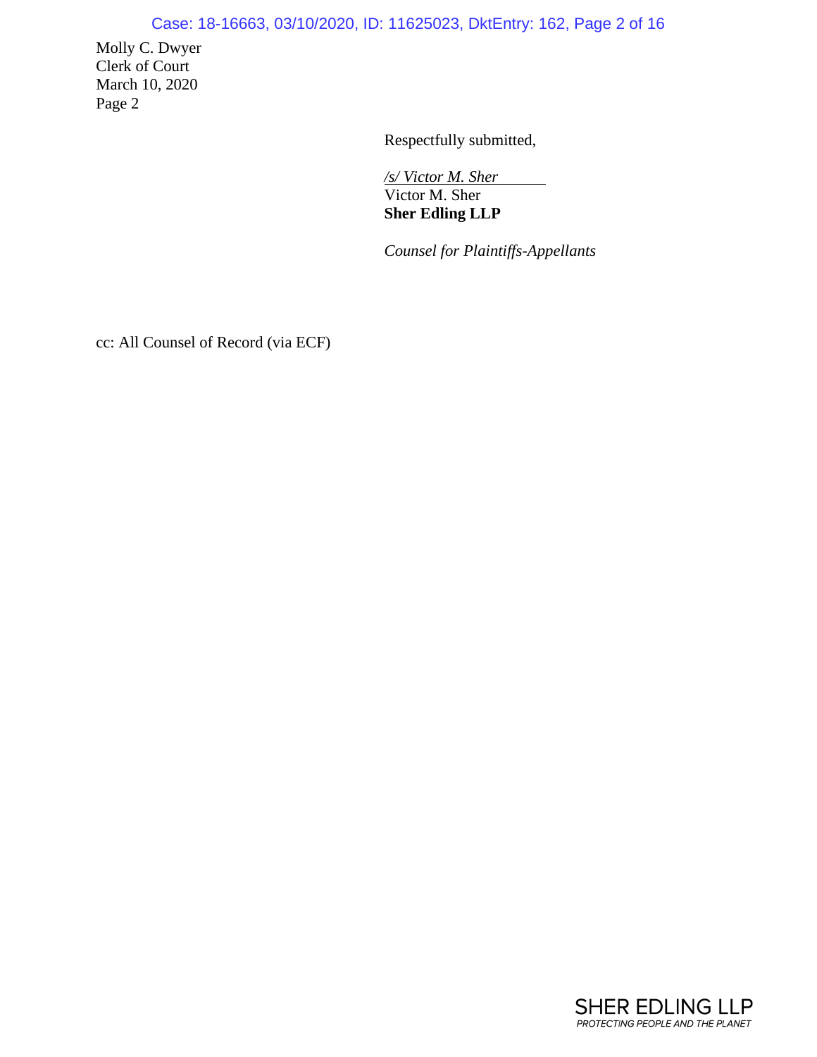Molly C. Dwyer
Clerk of Court
March 10, 2020
Page 2

Respectfully submitted,

*/s/ Victor M. Sher*
Victor M. Sher
**Sher Edling LLP**

*Counsel for Plaintiffs-Appellants*

cc: All Counsel of Record (via ECF)

SHER EDLING LLP
*PROTECTING PEOPLE AND THE PLANET*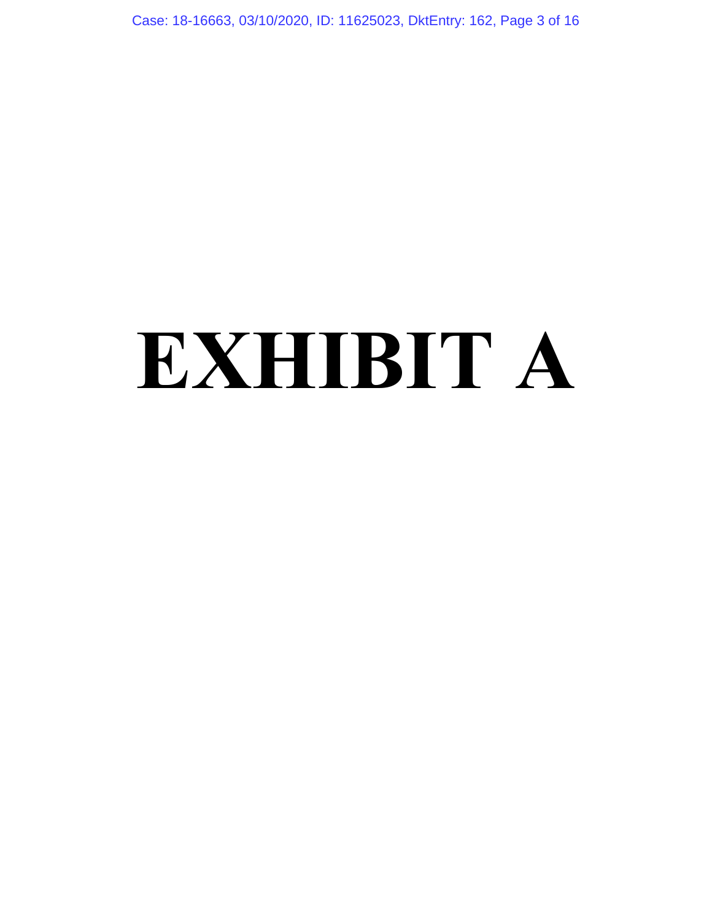# EXHIBIT A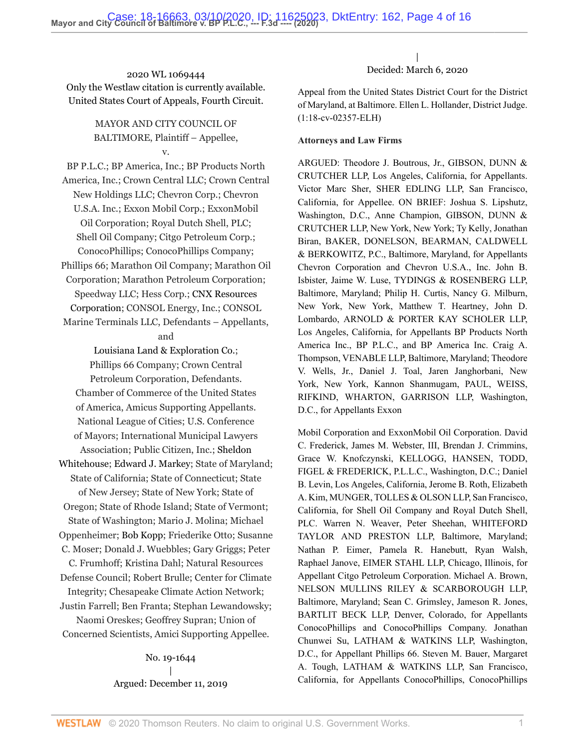2020 WL 1069444

Only the Westlaw citation is currently available.

United States Court of Appeals, Fourth Circuit.

MAYOR AND CITY COUNCIL OF BALTIMORE, Plaintiff – Appellee,

v.

BP P.L.C.; BP America, Inc.; BP Products North America, Inc.; Crown Central LLC; Crown Central New Holdings LLC; Chevron Corp.; Chevron U.S.A. Inc.; Exxon Mobil Corp.; ExxonMobil Oil Corporation; Royal Dutch Shell, PLC; Shell Oil Company; Citgo Petroleum Corp.; ConocoPhillips; ConocoPhillips Company; Phillips 66; Marathon Oil Company; Marathon Oil Corporation; Marathon Petroleum Corporation; Speedway LLC; Hess Corp.; CNX Resources Corporation; CONSOL Energy, Inc.; CONSOL Marine Terminals LLC, Defendants – Appellants,

and

Louisiana Land & Exploration Co.; Phillips 66 Company; Crown Central Petroleum Corporation, Defendants.

Chamber of Commerce of the United States of America, Amicus Supporting Appellants.

National League of Cities; U.S. Conference of Mayors; International Municipal Lawyers Association; Public Citizen, Inc.; Sheldon Whitehouse; Edward J. Markey; State of Maryland; State of California; State of Connecticut; State of New Jersey; State of New York; State of Oregon; State of Rhode Island; State of Vermont; State of Washington; Mario J. Molina; Michael Oppenheimer; Bob Kopp; Friederike Otto; Susanne C. Moser; Donald J. Wuebbles; Gary Griggs; Peter C. Frumhoff; Kristina Dahl; Natural Resources Defense Council; Robert Brulle; Center for Climate Integrity; Chesapeake Climate Action Network; Justin Farrell; Ben Franta; Stephan Lewandowsky; Naomi Oreskes; Geoffrey Supran; Union of Concerned Scientists, Amici Supporting Appellee.

No. 19-1644

|

Argued: December 11, 2019

|

Decided: March 6, 2020

Appeal from the United States District Court for the District of Maryland, at Baltimore. Ellen L. Hollander, District Judge. (1:18-cv-02357-ELH)

**Attorneys and Law Firms**

ARGUED: Theodore J. Boutrous, Jr., GIBSON, DUNN & CRUTCHER LLP, Los Angeles, California, for Appellants. Victor Marc Sher, SHER EDLING LLP, San Francisco, California, for Appellee. ON BRIEF: Joshua S. Lipshutz, Washington, D.C., Anne Champion, GIBSON, DUNN & CRUTCHER LLP, New York, New York; Ty Kelly, Jonathan Biran, BAKER, DONELSON, BEARMAN, CALDWELL & BERKOWITZ, P.C., Baltimore, Maryland, for Appellants Chevron Corporation and Chevron U.S.A., Inc. John B. Isbister, Jaime W. Luse, TYDINGS & ROSENBERG LLP, Baltimore, Maryland; Philip H. Curtis, Nancy G. Milburn, New York, New York, Matthew T. Heartney, John D. Lombardo, ARNOLD & PORTER KAY SCHOLER LLP, Los Angeles, California, for Appellants BP Products North America Inc., BP P.L.C., and BP America Inc. Craig A. Thompson, VENABLE LLP, Baltimore, Maryland; Theodore V. Wells, Jr., Daniel J. Toal, Jaren Janghorbani, New York, New York, Kannon Shanmugam, PAUL, WEISS, RIFKIND, WHARTON, GARRISON LLP, Washington, D.C., for Appellants Exxon Mobil Corporation and ExxonMobil Oil Corporation. David C. Frederick, James M. Webster, III, Brendan J. Crimmins, Grace W. Knofczynski, KELLOGG, HANSEN, TODD, FIGEL & FREDERICK, P.L.L.C., Washington, D.C.; Daniel B. Levin, Los Angeles, California, Jerome B. Roth, Elizabeth A. Kim, MUNGER, TOLLES & OLSON LLP, San Francisco, California, for Shell Oil Company and Royal Dutch Shell, PLC. Warren N. Weaver, Peter Sheehan, WHITEFORD TAYLOR AND PRESTON LLP, Baltimore, Maryland; Nathan P. Eimer, Pamela R. Hanebutt, Ryan Walsh, Raphael Janove, EIMER STAHL LLP, Chicago, Illinois, for Appellant Citgo Petroleum Corporation. Michael A. Brown, NELSON MULLINS RILEY & SCARBOROUGH LLP, Baltimore, Maryland; Sean C. Grimsley, Jameson R. Jones, BARTLIT BECK LLP, Denver, Colorado, for Appellants ConocoPhillips and ConocoPhillips Company. Jonathan Chunwei Su, LATHAM & WATKINS LLP, Washington, D.C., for Appellant Phillips 66. Steven M. Bauer, Margaret A. Tough, LATHAM & WATKINS LLP, San Francisco, California, for Appellants ConocoPhillips, ConocoPhillips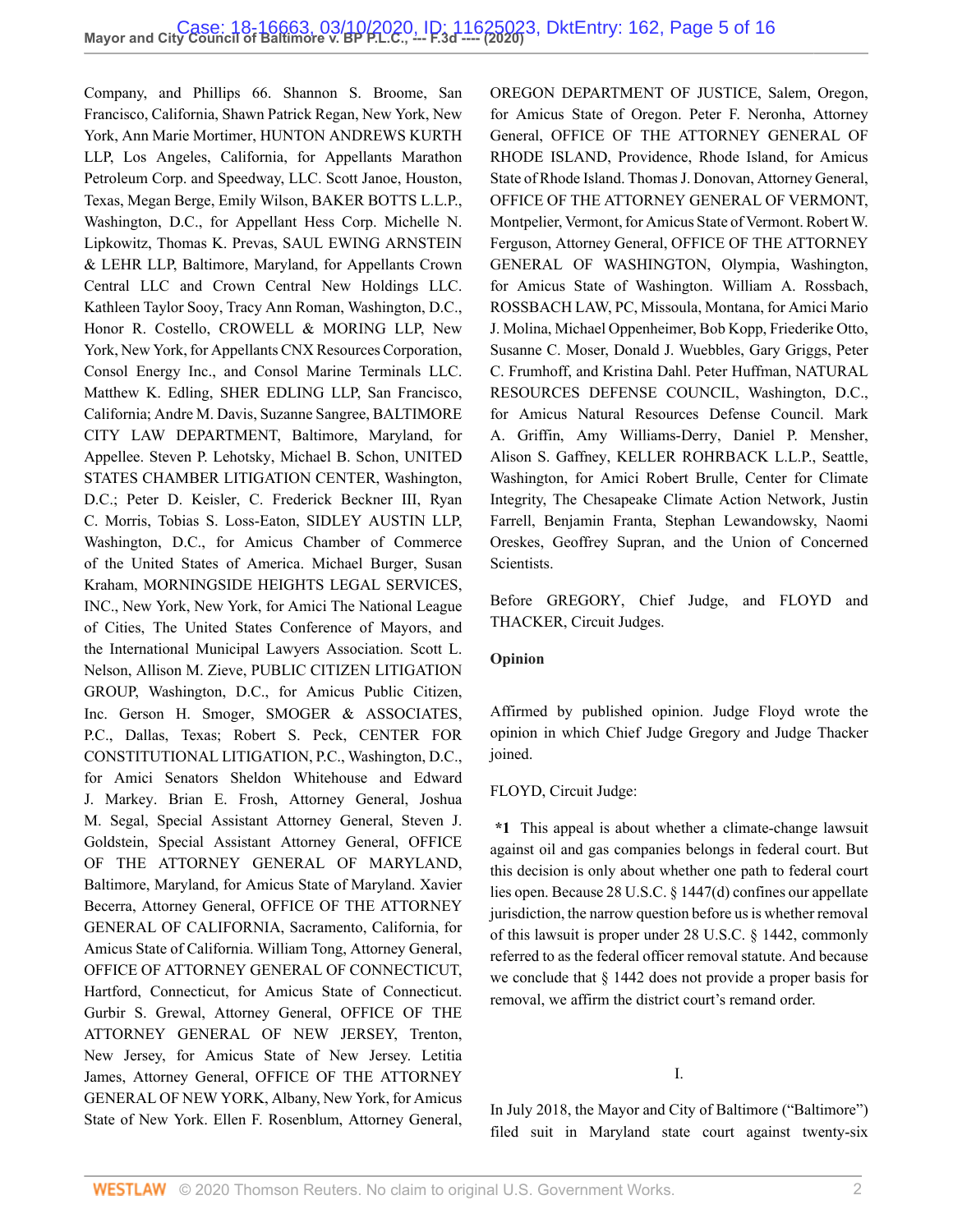Company, and Phillips 66. Shannon S. Broome, San Francisco, California, Shawn Patrick Regan, New York, New York, Ann Marie Mortimer, HUNTON ANDREWS KURTH LLP, Los Angeles, California, for Appellants Marathon Petroleum Corp. and Speedway, LLC. Scott Janoe, Houston, Texas, Megan Berge, Emily Wilson, BAKER BOTTS L.L.P., Washington, D.C., for Appellant Hess Corp. Michelle N. Lipkowitz, Thomas K. Prevas, SAUL EWING ARNSTEIN & LEHR LLP, Baltimore, Maryland, for Appellants Crown Central LLC and Crown Central New Holdings LLC. Kathleen Taylor Sooy, Tracy Ann Roman, Washington, D.C., Honor R. Costello, CROWELL & MORING LLP, New York, New York, for Appellants CNX Resources Corporation, Consol Energy Inc., and Consol Marine Terminals LLC. Matthew K. Edling, SHER EDLING LLP, San Francisco, California; Andre M. Davis, Suzanne Sangree, BALTIMORE CITY LAW DEPARTMENT, Baltimore, Maryland, for Appellee. Steven P. Lehotsky, Michael B. Schon, UNITED STATES CHAMBER LITIGATION CENTER, Washington, D.C.; Peter D. Keisler, C. Frederick Beckner III, Ryan C. Morris, Tobias S. Loss-Eaton, SIDLEY AUSTIN LLP, Washington, D.C., for Amicus Chamber of Commerce of the United States of America. Michael Burger, Susan Kraham, MORNINGSIDE HEIGHTS LEGAL SERVICES, INC., New York, New York, for Amici The National League of Cities, The United States Conference of Mayors, and the International Municipal Lawyers Association. Scott L. Nelson, Allison M. Zieve, PUBLIC CITIZEN LITIGATION GROUP, Washington, D.C., for Amicus Public Citizen, Inc. Gerson H. Smoger, SMOGER & ASSOCIATES, P.C., Dallas, Texas; Robert S. Peck, CENTER FOR CONSTITUTIONAL LITIGATION, P.C., Washington, D.C., for Amici Senators Sheldon Whitehouse and Edward J. Markey. Brian E. Frosh, Attorney General, Joshua M. Segal, Special Assistant Attorney General, Steven J. Goldstein, Special Assistant Attorney General, OFFICE OF THE ATTORNEY GENERAL OF MARYLAND, Baltimore, Maryland, for Amicus State of Maryland. Xavier Becerra, Attorney General, OFFICE OF THE ATTORNEY GENERAL OF CALIFORNIA, Sacramento, California, for Amicus State of California. William Tong, Attorney General, OFFICE OF ATTORNEY GENERAL OF CONNECTICUT, Hartford, Connecticut, for Amicus State of Connecticut. Gurbir S. Grewal, Attorney General, OFFICE OF THE ATTORNEY GENERAL OF NEW JERSEY, Trenton, New Jersey, for Amicus State of New Jersey. Letitia James, Attorney General, OFFICE OF THE ATTORNEY GENERAL OF NEW YORK, Albany, New York, for Amicus State of New York. Ellen F. Rosenblum, Attorney General, OREGON DEPARTMENT OF JUSTICE, Salem, Oregon, for Amicus State of Oregon. Peter F. Neronha, Attorney General, OFFICE OF THE ATTORNEY GENERAL OF RHODE ISLAND, Providence, Rhode Island, for Amicus State of Rhode Island. Thomas J. Donovan, Attorney General, OFFICE OF THE ATTORNEY GENERAL OF VERMONT, Montpelier, Vermont, for Amicus State of Vermont. Robert W. Ferguson, Attorney General, OFFICE OF THE ATTORNEY GENERAL OF WASHINGTON, Olympia, Washington, for Amicus State of Washington. William A. Rossbach, ROSSBACH LAW, PC, Missoula, Montana, for Amici Mario J. Molina, Michael Oppenheimer, Bob Kopp, Friederike Otto, Susanne C. Moser, Donald J. Wuebbles, Gary Griggs, Peter C. Frumhoff, and Kristina Dahl. Peter Huffman, NATURAL RESOURCES DEFENSE COUNCIL, Washington, D.C., for Amicus Natural Resources Defense Council. Mark A. Griffin, Amy Williams-Derry, Daniel P. Mensher, Alison S. Gaffney, KELLER ROHRBACK L.L.P., Seattle, Washington, for Amici Robert Brulle, Center for Climate Integrity, The Chesapeake Climate Action Network, Justin Farrell, Benjamin Franta, Stephan Lewandowsky, Naomi Oreskes, Geoffrey Supran, and the Union of Concerned Scientists.

Before GREGORY, Chief Judge, and FLOYD and THACKER, Circuit Judges.

**Opinion**

Affirmed by published opinion. Judge Floyd wrote the opinion in which Chief Judge Gregory and Judge Thacker joined.

FLOYD, Circuit Judge:

**\*1** This appeal is about whether a climate-change lawsuit against oil and gas companies belongs in federal court. But this decision is only about whether one path to federal court lies open. Because 28 U.S.C. § 1447(d) confines our appellate jurisdiction, the narrow question before us is whether removal of this lawsuit is proper under 28 U.S.C. § 1442, commonly referred to as the federal officer removal statute. And because we conclude that § 1442 does not provide a proper basis for removal, we affirm the district court's remand order.

## I.

In July 2018, the Mayor and City of Baltimore ("Baltimore") filed suit in Maryland state court against twenty-six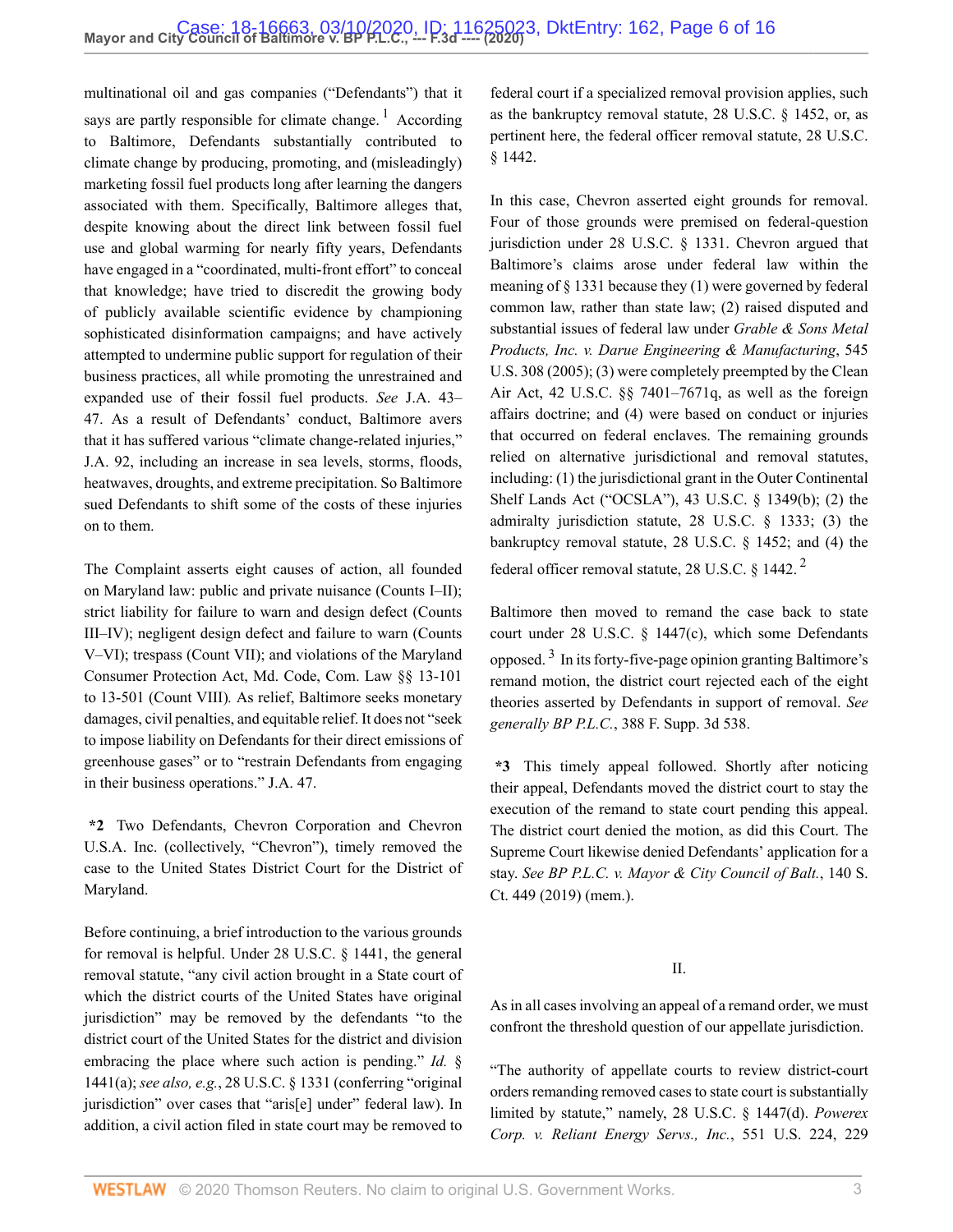multinational oil and gas companies ("Defendants") that it says are partly responsible for climate change.[1] According to Baltimore, Defendants substantially contributed to climate change by producing, promoting, and (misleadingly) marketing fossil fuel products long after learning the dangers associated with them. Specifically, Baltimore alleges that, despite knowing about the direct link between fossil fuel use and global warming for nearly fifty years, Defendants have engaged in a "coordinated, multi-front effort" to conceal that knowledge; have tried to discredit the growing body of publicly available scientific evidence by championing sophisticated disinformation campaigns; and have actively attempted to undermine public support for regulation of their business practices, all while promoting the unrestrained and expanded use of their fossil fuel products. *See* J.A. 43–47. As a result of Defendants' conduct, Baltimore avers that it has suffered various "climate change-related injuries," J.A. 92, including an increase in sea levels, storms, floods, heatwaves, droughts, and extreme precipitation. So Baltimore sued Defendants to shift some of the costs of these injuries on to them.

The Complaint asserts eight causes of action, all founded on Maryland law: public and private nuisance (Counts I–II); strict liability for failure to warn and design defect (Counts III–IV); negligent design defect and failure to warn (Counts V–VI); trespass (Count VII); and violations of the Maryland Consumer Protection Act, Md. Code, Com. Law §§ 13-101 to 13-501 (Count VIII). As relief, Baltimore seeks monetary damages, civil penalties, and equitable relief. It does not "seek to impose liability on Defendants for their direct emissions of greenhouse gases" or to "restrain Defendants from engaging in their business operations." J.A. 47.

**\*2** Two Defendants, Chevron Corporation and Chevron U.S.A. Inc. (collectively, "Chevron"), timely removed the case to the United States District Court for the District of Maryland.

Before continuing, a brief introduction to the various grounds for removal is helpful. Under 28 U.S.C. § 1441, the general removal statute, "any civil action brought in a State court of which the district courts of the United States have original jurisdiction" may be removed by the defendants "to the district court of the United States for the district and division embracing the place where such action is pending." *Id.* § 1441(a); *see also, e.g.*, 28 U.S.C. § 1331 (conferring "original jurisdiction" over cases that "aris[e] under" federal law). In addition, a civil action filed in state court may be removed to federal court if a specialized removal provision applies, such as the bankruptcy removal statute, 28 U.S.C. § 1452, or, as pertinent here, the federal officer removal statute, 28 U.S.C. § 1442.

In this case, Chevron asserted eight grounds for removal. Four of those grounds were premised on federal-question jurisdiction under 28 U.S.C. § 1331. Chevron argued that Baltimore's claims arose under federal law within the meaning of § 1331 because they (1) were governed by federal common law, rather than state law; (2) raised disputed and substantial issues of federal law under *Grable & Sons Metal Products, Inc. v. Darue Engineering & Manufacturing*, 545 U.S. 308 (2005); (3) were completely preempted by the Clean Air Act, 42 U.S.C. §§ 7401–7671q, as well as the foreign affairs doctrine; and (4) were based on conduct or injuries that occurred on federal enclaves. The remaining grounds relied on alternative jurisdictional and removal statutes, including: (1) the jurisdictional grant in the Outer Continental Shelf Lands Act ("OCSLA"), 43 U.S.C. § 1349(b); (2) the admiralty jurisdiction statute, 28 U.S.C. § 1333; (3) the bankruptcy removal statute, 28 U.S.C. § 1452; and (4) the federal officer removal statute, 28 U.S.C. § 1442.[2]

Baltimore then moved to remand the case back to state court under 28 U.S.C. § 1447(c), which some Defendants opposed.[3] In its forty-five-page opinion granting Baltimore's remand motion, the district court rejected each of the eight theories asserted by Defendants in support of removal. *See generally BP P.L.C.*, 388 F. Supp. 3d 538.

**\*3** This timely appeal followed. Shortly after noticing their appeal, Defendants moved the district court to stay the execution of the remand to state court pending this appeal. The district court denied the motion, as did this Court. The Supreme Court likewise denied Defendants' application for a stay. *See BP P.L.C. v. Mayor & City Council of Balt.*, 140 S. Ct. 449 (2019) (mem.).

## II.

As in all cases involving an appeal of a remand order, we must confront the threshold question of our appellate jurisdiction.

"The authority of appellate courts to review district-court orders remanding removed cases to state court is substantially limited by statute," namely, 28 U.S.C. § 1447(d). *Powerex Corp. v. Reliant Energy Servs., Inc.*, 551 U.S. 224, 229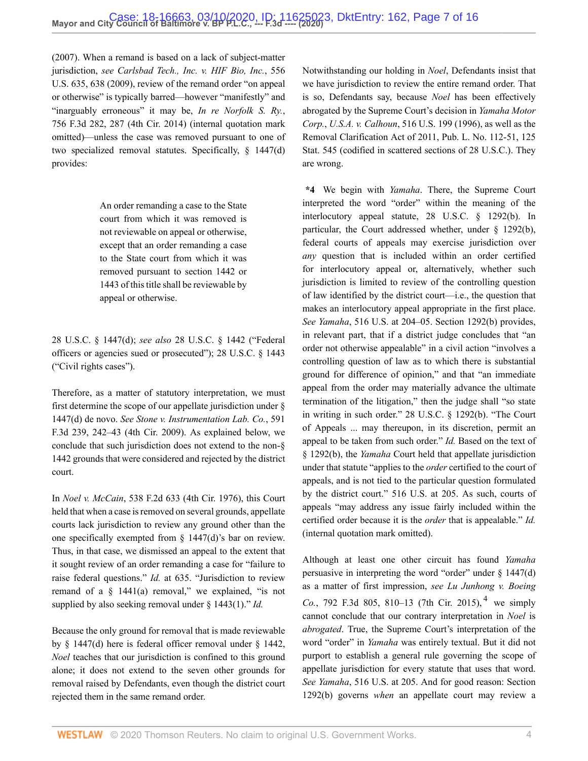(2007). When a remand is based on a lack of subject-matter jurisdiction, *see Carlsbad Tech., Inc. v. HIF Bio, Inc.*, 556 U.S. 635, 638 (2009), review of the remand order "on appeal or otherwise" is typically barred—however "manifestly" and "inarguably erroneous" it may be, *In re Norfolk S. Ry.*, 756 F.3d 282, 287 (4th Cir. 2014) (internal quotation mark omitted)—unless the case was removed pursuant to one of two specialized removal statutes. Specifically, § 1447(d) provides:

> An order remanding a case to the State court from which it was removed is not reviewable on appeal or otherwise, except that an order remanding a case to the State court from which it was removed pursuant to section 1442 or 1443 of this title shall be reviewable by appeal or otherwise.

28 U.S.C. § 1447(d); *see also* 28 U.S.C. § 1442 ("Federal officers or agencies sued or prosecuted"); 28 U.S.C. § 1443 ("Civil rights cases").

Therefore, as a matter of statutory interpretation, we must first determine the scope of our appellate jurisdiction under § 1447(d) de novo. *See Stone v. Instrumentation Lab. Co.*, 591 F.3d 239, 242–43 (4th Cir. 2009). As explained below, we conclude that such jurisdiction does not extend to the non-§ 1442 grounds that were considered and rejected by the district court.

In *Noel v. McCain*, 538 F.2d 633 (4th Cir. 1976), this Court held that when a case is removed on several grounds, appellate courts lack jurisdiction to review any ground other than the one specifically exempted from § 1447(d)'s bar on review. Thus, in that case, we dismissed an appeal to the extent that it sought review of an order remanding a case for "failure to raise federal questions." *Id.* at 635. "Jurisdiction to review remand of a § 1441(a) removal," we explained, "is not supplied by also seeking removal under § 1443(1)." *Id.*

Because the only ground for removal that is made reviewable by § 1447(d) here is federal officer removal under § 1442, *Noel* teaches that our jurisdiction is confined to this ground alone; it does not extend to the seven other grounds for removal raised by Defendants, even though the district court rejected them in the same remand order.

Notwithstanding our holding in *Noel*, Defendants insist that we have jurisdiction to review the entire remand order. That is so, Defendants say, because *Noel* has been effectively abrogated by the Supreme Court's decision in *Yamaha Motor Corp., U.S.A. v. Calhoun*, 516 U.S. 199 (1996), as well as the Removal Clarification Act of 2011, Pub. L. No. 112-51, 125 Stat. 545 (codified in scattered sections of 28 U.S.C.). They are wrong.

**\*4** We begin with *Yamaha*. There, the Supreme Court interpreted the word "order" within the meaning of the interlocutory appeal statute, 28 U.S.C. § 1292(b). In particular, the Court addressed whether, under § 1292(b), federal courts of appeals may exercise jurisdiction over *any* question that is included within an order certified for interlocutory appeal or, alternatively, whether such jurisdiction is limited to review of the controlling question of law identified by the district court—i.e., the question that makes an interlocutory appeal appropriate in the first place. *See Yamaha*, 516 U.S. at 204–05. Section 1292(b) provides, in relevant part, that if a district judge concludes that "an order not otherwise appealable" in a civil action "involves a controlling question of law as to which there is substantial ground for difference of opinion," and that "an immediate appeal from the order may materially advance the ultimate termination of the litigation," then the judge shall "so state in writing in such order." 28 U.S.C. § 1292(b). "The Court of Appeals ... may thereupon, in its discretion, permit an appeal to be taken from such order." *Id.* Based on the text of § 1292(b), the *Yamaha* Court held that appellate jurisdiction under that statute "applies to the *order* certified to the court of appeals, and is not tied to the particular question formulated by the district court." 516 U.S. at 205. As such, courts of appeals "may address any issue fairly included within the certified order because it is the *order* that is appealable." *Id.* (internal quotation mark omitted).

Although at least one other circuit has found *Yamaha* persuasive in interpreting the word "order" under § 1447(d) as a matter of first impression, *see Lu Junhong v. Boeing Co.*, 792 F.3d 805, 810–13 (7th Cir. 2015),[4] we simply cannot conclude that our contrary interpretation in *Noel* is *abrogated*. True, the Supreme Court's interpretation of the word "order" in *Yamaha* was entirely textual. But it did not purport to establish a general rule governing the scope of appellate jurisdiction for every statute that uses that word. *See Yamaha*, 516 U.S. at 205. And for good reason: Section 1292(b) governs *when* an appellate court may review a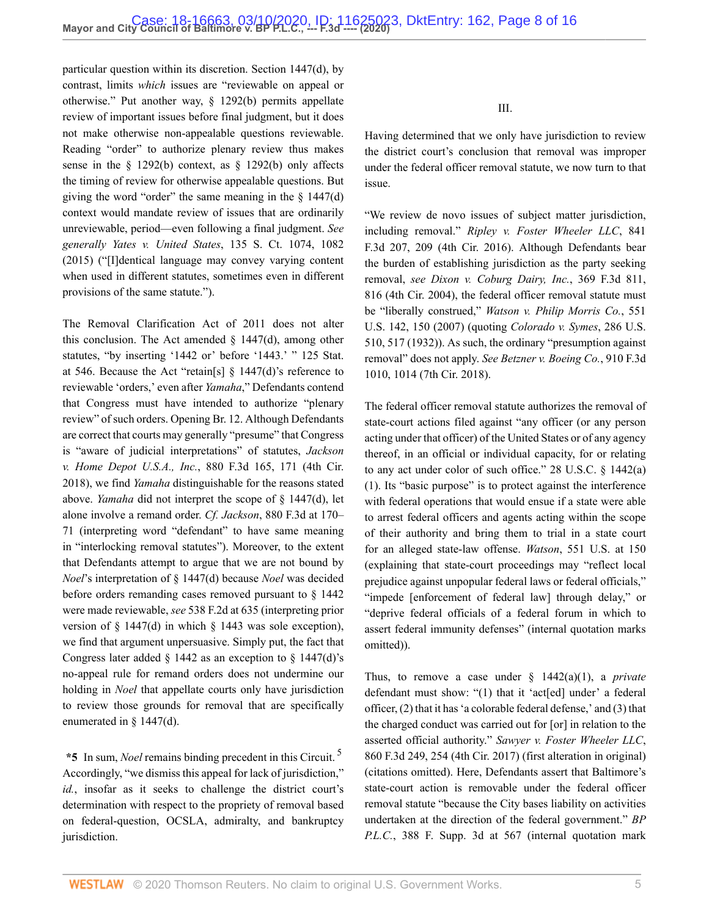particular question within its discretion. Section 1447(d), by contrast, limits *which* issues are "reviewable on appeal or otherwise." Put another way, § 1292(b) permits appellate review of important issues before final judgment, but it does not make otherwise non-appealable questions reviewable. Reading "order" to authorize plenary review thus makes sense in the § 1292(b) context, as § 1292(b) only affects the timing of review for otherwise appealable questions. But giving the word "order" the same meaning in the § 1447(d) context would mandate review of issues that are ordinarily unreviewable, period—even following a final judgment. *See generally Yates v. United States*, 135 S. Ct. 1074, 1082 (2015) ("[I]dentical language may convey varying content when used in different statutes, sometimes even in different provisions of the same statute.").

The Removal Clarification Act of 2011 does not alter this conclusion. The Act amended § 1447(d), among other statutes, "by inserting '1442 or' before '1443.' " 125 Stat. at 546. Because the Act "retain[s] § 1447(d)'s reference to reviewable 'orders,' even after *Yamaha*," Defendants contend that Congress must have intended to authorize "plenary review" of such orders. Opening Br. 12. Although Defendants are correct that courts may generally "presume" that Congress is "aware of judicial interpretations" of statutes, *Jackson v. Home Depot U.S.A., Inc.*, 880 F.3d 165, 171 (4th Cir. 2018), we find *Yamaha* distinguishable for the reasons stated above. *Yamaha* did not interpret the scope of § 1447(d), let alone involve a remand order. *Cf. Jackson*, 880 F.3d at 170–71 (interpreting word "defendant" to have same meaning in "interlocking removal statutes"). Moreover, to the extent that Defendants attempt to argue that we are not bound by *Noel*'s interpretation of § 1447(d) because *Noel* was decided before orders remanding cases removed pursuant to § 1442 were made reviewable, *see* 538 F.2d at 635 (interpreting prior version of § 1447(d) in which § 1443 was sole exception), we find that argument unpersuasive. Simply put, the fact that Congress later added § 1442 as an exception to § 1447(d)'s no-appeal rule for remand orders does not undermine our holding in *Noel* that appellate courts only have jurisdiction to review those grounds for removal that are specifically enumerated in § 1447(d).

**\*5** In sum, *Noel* remains binding precedent in this Circuit.[5] Accordingly, "we dismiss this appeal for lack of jurisdiction," *id.*, insofar as it seeks to challenge the district court's determination with respect to the propriety of removal based on federal-question, OCSLA, admiralty, and bankruptcy jurisdiction.

## III.

Having determined that we only have jurisdiction to review the district court's conclusion that removal was improper under the federal officer removal statute, we now turn to that issue.

"We review de novo issues of subject matter jurisdiction, including removal." *Ripley v. Foster Wheeler LLC*, 841 F.3d 207, 209 (4th Cir. 2016). Although Defendants bear the burden of establishing jurisdiction as the party seeking removal, *see Dixon v. Coburg Dairy, Inc.*, 369 F.3d 811, 816 (4th Cir. 2004), the federal officer removal statute must be "liberally construed," *Watson v. Philip Morris Co.*, 551 U.S. 142, 150 (2007) (quoting *Colorado v. Symes*, 286 U.S. 510, 517 (1932)). As such, the ordinary "presumption against removal" does not apply. *See Betzner v. Boeing Co.*, 910 F.3d 1010, 1014 (7th Cir. 2018).

The federal officer removal statute authorizes the removal of state-court actions filed against "any officer (or any person acting under that officer) of the United States or of any agency thereof, in an official or individual capacity, for or relating to any act under color of such office." 28 U.S.C. § 1442(a)(1). Its "basic purpose" is to protect against the interference with federal operations that would ensue if a state were able to arrest federal officers and agents acting within the scope of their authority and bring them to trial in a state court for an alleged state-law offense. *Watson*, 551 U.S. at 150 (explaining that state-court proceedings may "reflect local prejudice against unpopular federal laws or federal officials," "impede [enforcement of federal law] through delay," or "deprive federal officials of a federal forum in which to assert federal immunity defenses" (internal quotation marks omitted)).

Thus, to remove a case under § 1442(a)(1), a *private* defendant must show: "(1) that it 'act[ed] under' a federal officer, (2) that it has 'a colorable federal defense,' and (3) that the charged conduct was carried out for [or] in relation to the asserted official authority." *Sawyer v. Foster Wheeler LLC*, 860 F.3d 249, 254 (4th Cir. 2017) (first alteration in original) (citations omitted). Here, Defendants assert that Baltimore's state-court action is removable under the federal officer removal statute "because the City bases liability on activities undertaken at the direction of the federal government." *BP P.L.C.*, 388 F. Supp. 3d at 567 (internal quotation mark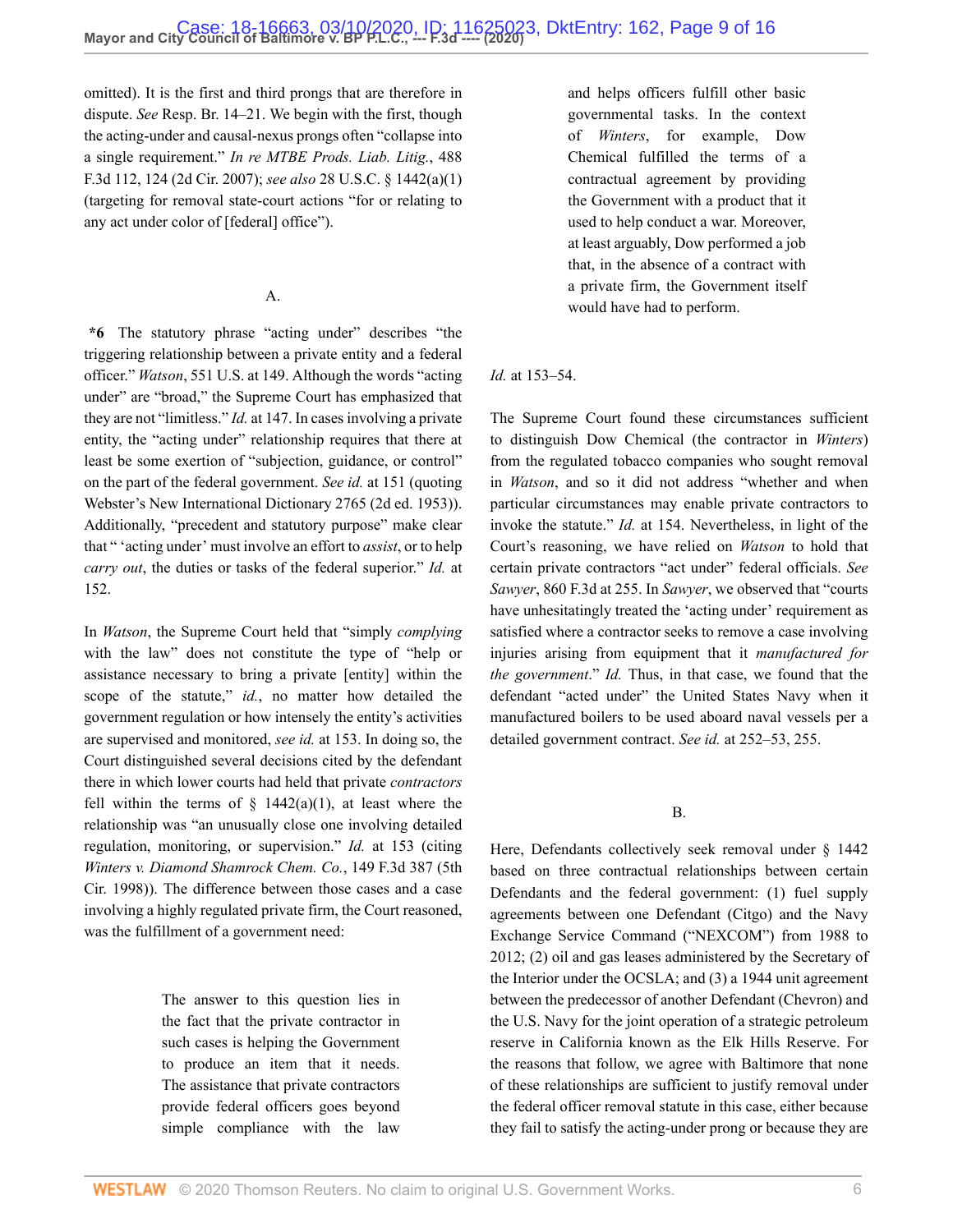omitted). It is the first and third prongs that are therefore in dispute. *See* Resp. Br. 14–21. We begin with the first, though the acting-under and causal-nexus prongs often "collapse into a single requirement." *In re MTBE Prods. Liab. Litig.*, 488 F.3d 112, 124 (2d Cir. 2007); *see also* 28 U.S.C. § 1442(a)(1) (targeting for removal state-court actions "for or relating to any act under color of [federal] office").

A.

**\*6** The statutory phrase "acting under" describes "the triggering relationship between a private entity and a federal officer." *Watson*, 551 U.S. at 149. Although the words "acting under" are "broad," the Supreme Court has emphasized that they are not "limitless." *Id.* at 147. In cases involving a private entity, the "acting under" relationship requires that there at least be some exertion of "subjection, guidance, or control" on the part of the federal government. *See id.* at 151 (quoting Webster's New International Dictionary 2765 (2d ed. 1953)). Additionally, "precedent and statutory purpose" make clear that " 'acting under' must involve an effort to *assist*, or to help *carry out*, the duties or tasks of the federal superior." *Id.* at 152.

In *Watson*, the Supreme Court held that "simply *complying* with the law" does not constitute the type of "help or assistance necessary to bring a private [entity] within the scope of the statute," *id.*, no matter how detailed the government regulation or how intensely the entity's activities are supervised and monitored, *see id.* at 153. In doing so, the Court distinguished several decisions cited by the defendant there in which lower courts had held that private *contractors* fell within the terms of § 1442(a)(1), at least where the relationship was "an unusually close one involving detailed regulation, monitoring, or supervision." *Id.* at 153 (citing *Winters v. Diamond Shamrock Chem. Co.*, 149 F.3d 387 (5th Cir. 1998)). The difference between those cases and a case involving a highly regulated private firm, the Court reasoned, was the fulfillment of a government need:

> The answer to this question lies in the fact that the private contractor in such cases is helping the Government to produce an item that it needs. The assistance that private contractors provide federal officers goes beyond simple compliance with the law and helps officers fulfill other basic governmental tasks. In the context of *Winters*, for example, Dow Chemical fulfilled the terms of a contractual agreement by providing the Government with a product that it used to help conduct a war. Moreover, at least arguably, Dow performed a job that, in the absence of a contract with a private firm, the Government itself would have had to perform.

*Id.* at 153–54.

The Supreme Court found these circumstances sufficient to distinguish Dow Chemical (the contractor in *Winters*) from the regulated tobacco companies who sought removal in *Watson*, and so it did not address "whether and when particular circumstances may enable private contractors to invoke the statute." *Id.* at 154. Nevertheless, in light of the Court's reasoning, we have relied on *Watson* to hold that certain private contractors "act under" federal officials. *See Sawyer*, 860 F.3d at 255. In *Sawyer*, we observed that "courts have unhesitatingly treated the 'acting under' requirement as satisfied where a contractor seeks to remove a case involving injuries arising from equipment that it *manufactured for the government*." *Id.* Thus, in that case, we found that the defendant "acted under" the United States Navy when it manufactured boilers to be used aboard naval vessels per a detailed government contract. *See id.* at 252–53, 255.

B.

Here, Defendants collectively seek removal under § 1442 based on three contractual relationships between certain Defendants and the federal government: (1) fuel supply agreements between one Defendant (Citgo) and the Navy Exchange Service Command ("NEXCOM") from 1988 to 2012; (2) oil and gas leases administered by the Secretary of the Interior under the OCSLA; and (3) a 1944 unit agreement between the predecessor of another Defendant (Chevron) and the U.S. Navy for the joint operation of a strategic petroleum reserve in California known as the Elk Hills Reserve. For the reasons that follow, we agree with Baltimore that none of these relationships are sufficient to justify removal under the federal officer removal statute in this case, either because they fail to satisfy the acting-under prong or because they are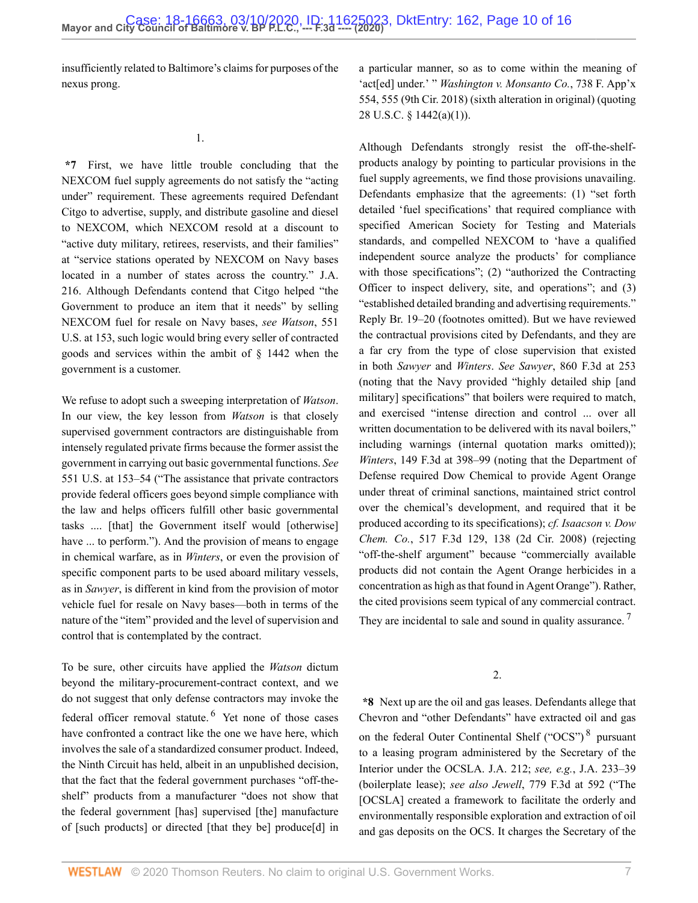insufficiently related to Baltimore's claims for purposes of the nexus prong.

1.

**\*7** First, we have little trouble concluding that the NEXCOM fuel supply agreements do not satisfy the "acting under" requirement. These agreements required Defendant Citgo to advertise, supply, and distribute gasoline and diesel to NEXCOM, which NEXCOM resold at a discount to "active duty military, retirees, reservists, and their families" at "service stations operated by NEXCOM on Navy bases located in a number of states across the country." J.A. 216. Although Defendants contend that Citgo helped "the Government to produce an item that it needs" by selling NEXCOM fuel for resale on Navy bases, *see Watson*, 551 U.S. at 153, such logic would bring every seller of contracted goods and services within the ambit of § 1442 when the government is a customer.

We refuse to adopt such a sweeping interpretation of *Watson*. In our view, the key lesson from *Watson* is that closely supervised government contractors are distinguishable from intensely regulated private firms because the former assist the government in carrying out basic governmental functions. *See* 551 U.S. at 153–54 ("The assistance that private contractors provide federal officers goes beyond simple compliance with the law and helps officers fulfill other basic governmental tasks .... [that] the Government itself would [otherwise] have ... to perform."). And the provision of means to engage in chemical warfare, as in *Winters*, or even the provision of specific component parts to be used aboard military vessels, as in *Sawyer*, is different in kind from the provision of motor vehicle fuel for resale on Navy bases—both in terms of the nature of the "item" provided and the level of supervision and control that is contemplated by the contract.

To be sure, other circuits have applied the *Watson* dictum beyond the military-procurement-contract context, and we do not suggest that only defense contractors may invoke the federal officer removal statute.[6] Yet none of those cases have confronted a contract like the one we have here, which involves the sale of a standardized consumer product. Indeed, the Ninth Circuit has held, albeit in an unpublished decision, that the fact that the federal government purchases "off-the-shelf" products from a manufacturer "does not show that the federal government [has] supervised [the] manufacture of [such products] or directed [that they be] produce[d] in a particular manner, so as to come within the meaning of 'act[ed] under.' " *Washington v. Monsanto Co.*, 738 F. App'x 554, 555 (9th Cir. 2018) (sixth alteration in original) (quoting 28 U.S.C. § 1442(a)(1)).

Although Defendants strongly resist the off-the-shelf-products analogy by pointing to particular provisions in the fuel supply agreements, we find those provisions unavailing. Defendants emphasize that the agreements: (1) "set forth detailed 'fuel specifications' that required compliance with specified American Society for Testing and Materials standards, and compelled NEXCOM to 'have a qualified independent source analyze the products' for compliance with those specifications"; (2) "authorized the Contracting Officer to inspect delivery, site, and operations"; and (3) "established detailed branding and advertising requirements." Reply Br. 19–20 (footnotes omitted). But we have reviewed the contractual provisions cited by Defendants, and they are a far cry from the type of close supervision that existed in both *Sawyer* and *Winters*. *See Sawyer*, 860 F.3d at 253 (noting that the Navy provided "highly detailed ship [and military] specifications" that boilers were required to match, and exercised "intense direction and control ... over all written documentation to be delivered with its naval boilers," including warnings (internal quotation marks omitted)); *Winters*, 149 F.3d at 398–99 (noting that the Department of Defense required Dow Chemical to provide Agent Orange under threat of criminal sanctions, maintained strict control over the chemical's development, and required that it be produced according to its specifications); *cf. Isaacson v. Dow Chem. Co.*, 517 F.3d 129, 138 (2d Cir. 2008) (rejecting "off-the-shelf argument" because "commercially available products did not contain the Agent Orange herbicides in a concentration as high as that found in Agent Orange"). Rather, the cited provisions seem typical of any commercial contract. They are incidental to sale and sound in quality assurance.[7]

2.

**\*8** Next up are the oil and gas leases. Defendants allege that Chevron and "other Defendants" have extracted oil and gas on the federal Outer Continental Shelf ("OCS")[8] pursuant to a leasing program administered by the Secretary of the Interior under the OCSLA. J.A. 212; *see, e.g.*, J.A. 233–39 (boilerplate lease); *see also Jewell*, 779 F.3d at 592 ("The [OCSLA] created a framework to facilitate the orderly and environmentally responsible exploration and extraction of oil and gas deposits on the OCS. It charges the Secretary of the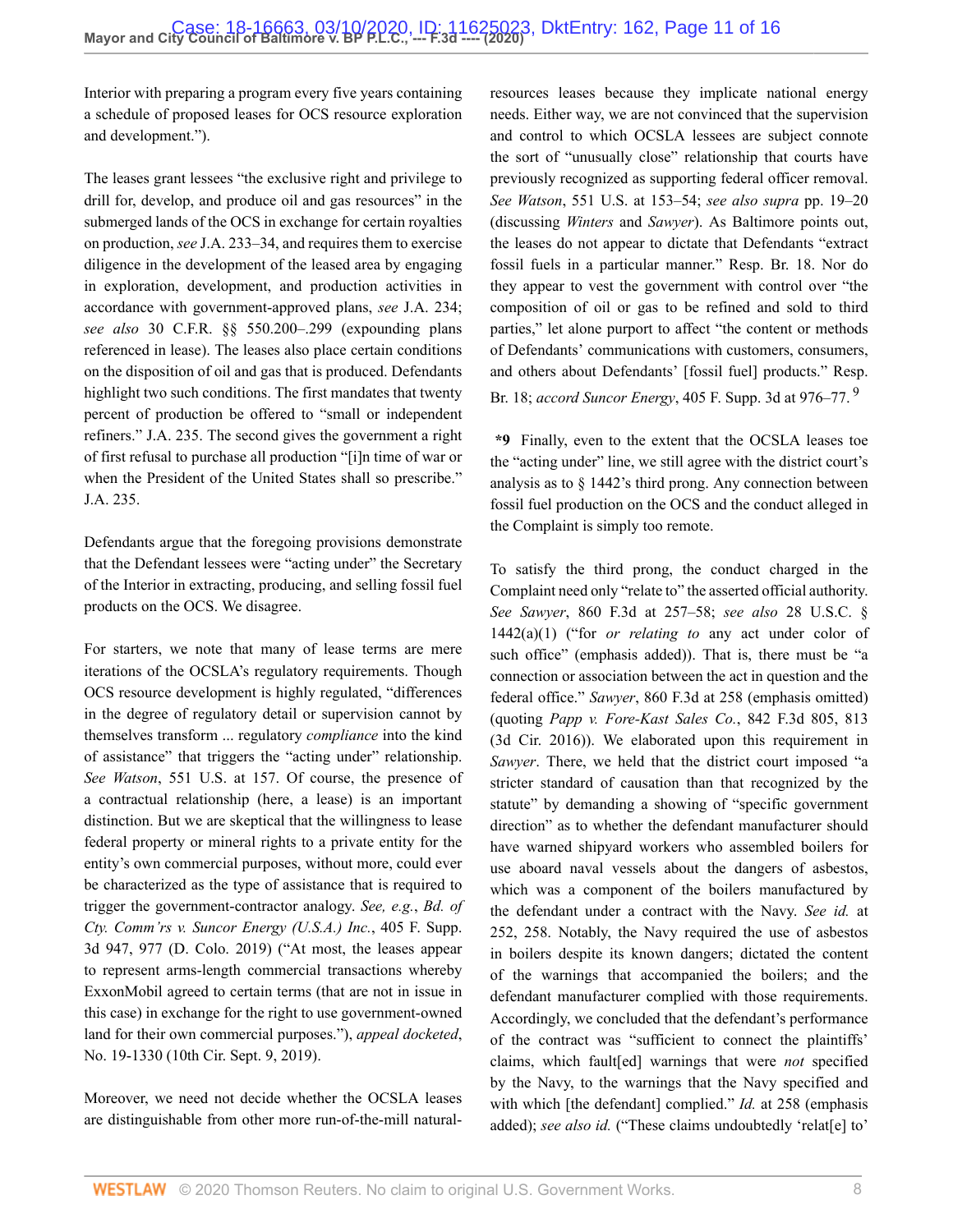Interior with preparing a program every five years containing a schedule of proposed leases for OCS resource exploration and development.").

The leases grant lessees "the exclusive right and privilege to drill for, develop, and produce oil and gas resources" in the submerged lands of the OCS in exchange for certain royalties on production, *see* J.A. 233–34, and requires them to exercise diligence in the development of the leased area by engaging in exploration, development, and production activities in accordance with government-approved plans, *see* J.A. 234; *see also* 30 C.F.R. §§ 550.200–.299 (expounding plans referenced in lease). The leases also place certain conditions on the disposition of oil and gas that is produced. Defendants highlight two such conditions. The first mandates that twenty percent of production be offered to "small or independent refiners." J.A. 235. The second gives the government a right of first refusal to purchase all production "[i]n time of war or when the President of the United States shall so prescribe." J.A. 235.

Defendants argue that the foregoing provisions demonstrate that the Defendant lessees were "acting under" the Secretary of the Interior in extracting, producing, and selling fossil fuel products on the OCS. We disagree.

For starters, we note that many of lease terms are mere iterations of the OCSLA's regulatory requirements. Though OCS resource development is highly regulated, "differences in the degree of regulatory detail or supervision cannot by themselves transform ... regulatory *compliance* into the kind of assistance" that triggers the "acting under" relationship. *See Watson*, 551 U.S. at 157. Of course, the presence of a contractual relationship (here, a lease) is an important distinction. But we are skeptical that the willingness to lease federal property or mineral rights to a private entity for the entity's own commercial purposes, without more, could ever be characterized as the type of assistance that is required to trigger the government-contractor analogy. *See, e.g.*, *Bd. of Cty. Comm'rs v. Suncor Energy (U.S.A.) Inc.*, 405 F. Supp. 3d 947, 977 (D. Colo. 2019) ("At most, the leases appear to represent arms-length commercial transactions whereby ExxonMobil agreed to certain terms (that are not in issue in this case) in exchange for the right to use government-owned land for their own commercial purposes."), *appeal docketed*, No. 19-1330 (10th Cir. Sept. 9, 2019).

Moreover, we need not decide whether the OCSLA leases are distinguishable from other more run-of-the-mill natural-resources leases because they implicate national energy needs. Either way, we are not convinced that the supervision and control to which OCSLA lessees are subject connote the sort of "unusually close" relationship that courts have previously recognized as supporting federal officer removal. *See Watson*, 551 U.S. at 153–54; *see also supra* pp. 19–20 (discussing *Winters* and *Sawyer*). As Baltimore points out, the leases do not appear to dictate that Defendants "extract fossil fuels in a particular manner." Resp. Br. 18. Nor do they appear to vest the government with control over "the composition of oil or gas to be refined and sold to third parties," let alone purport to affect "the content or methods of Defendants' communications with customers, consumers, and others about Defendants' [fossil fuel] products." Resp. Br. 18; *accord Suncor Energy*, 405 F. Supp. 3d at 976–77.[9]

**\*9** Finally, even to the extent that the OCSLA leases toe the "acting under" line, we still agree with the district court's analysis as to § 1442's third prong. Any connection between fossil fuel production on the OCS and the conduct alleged in the Complaint is simply too remote.

To satisfy the third prong, the conduct charged in the Complaint need only "relate to" the asserted official authority. *See Sawyer*, 860 F.3d at 257–58; *see also* 28 U.S.C. § 1442(a)(1) ("for *or relating to* any act under color of such office" (emphasis added)). That is, there must be "a connection or association between the act in question and the federal office." *Sawyer*, 860 F.3d at 258 (emphasis omitted) (quoting *Papp v. Fore-Kast Sales Co.*, 842 F.3d 805, 813 (3d Cir. 2016)). We elaborated upon this requirement in *Sawyer*. There, we held that the district court imposed "a stricter standard of causation than that recognized by the statute" by demanding a showing of "specific government direction" as to whether the defendant manufacturer should have warned shipyard workers who assembled boilers for use aboard naval vessels about the dangers of asbestos, which was a component of the boilers manufactured by the defendant under a contract with the Navy. *See id.* at 252, 258. Notably, the Navy required the use of asbestos in boilers despite its known dangers; dictated the content of the warnings that accompanied the boilers; and the defendant manufacturer complied with those requirements. Accordingly, we concluded that the defendant's performance of the contract was "sufficient to connect the plaintiffs' claims, which fault[ed] warnings that were *not* specified by the Navy, to the warnings that the Navy specified and with which [the defendant] complied." *Id.* at 258 (emphasis added); *see also id.* ("These claims undoubtedly 'relat[e] to'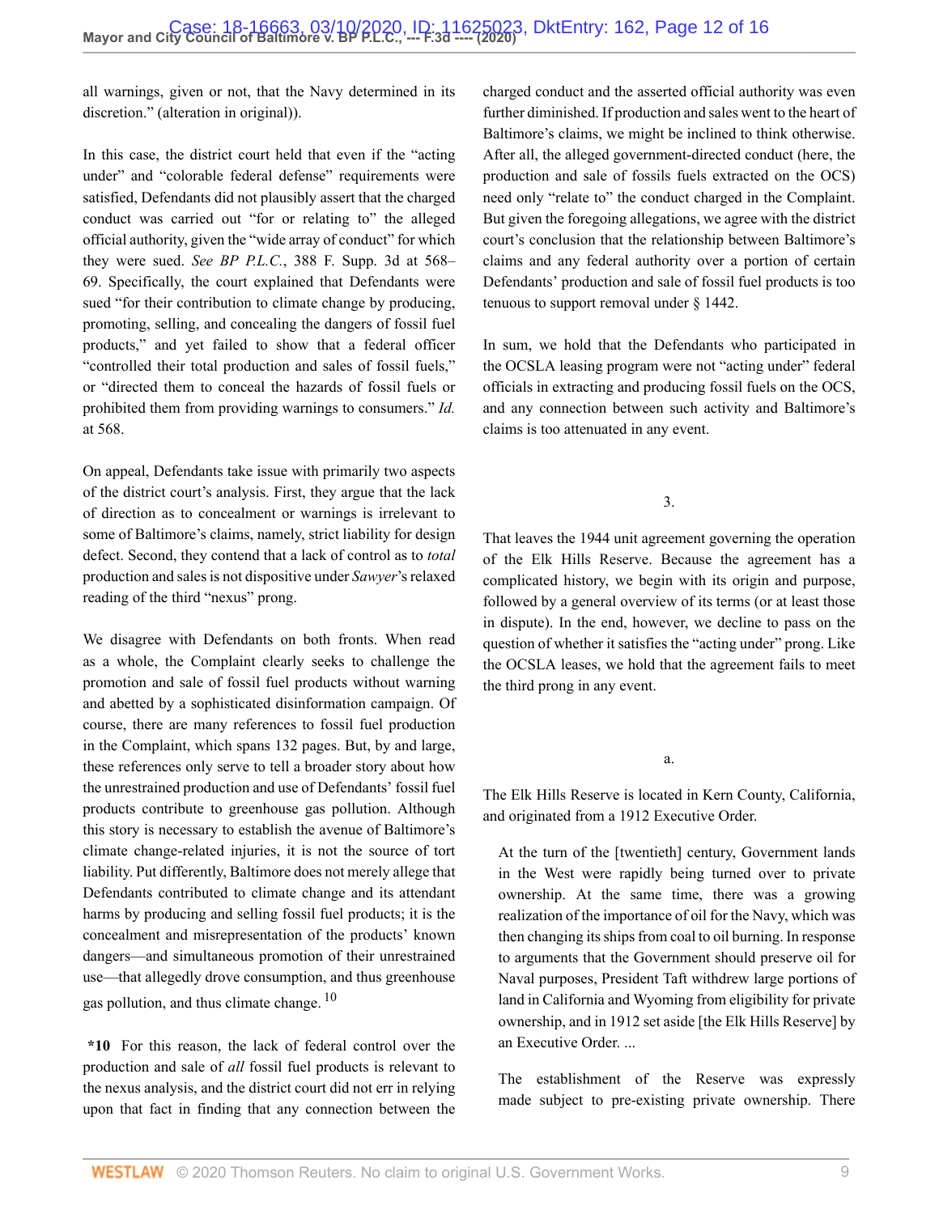all warnings, given or not, that the Navy determined in its discretion." (alteration in original)).

In this case, the district court held that even if the "acting under" and "colorable federal defense" requirements were satisfied, Defendants did not plausibly assert that the charged conduct was carried out "for or relating to" the alleged official authority, given the "wide array of conduct" for which they were sued. *See BP P.L.C.*, 388 F. Supp. 3d at 568–69. Specifically, the court explained that Defendants were sued "for their contribution to climate change by producing, promoting, selling, and concealing the dangers of fossil fuel products," and yet failed to show that a federal officer "controlled their total production and sales of fossil fuels," or "directed them to conceal the hazards of fossil fuels or prohibited them from providing warnings to consumers." *Id.* at 568.

On appeal, Defendants take issue with primarily two aspects of the district court's analysis. First, they argue that the lack of direction as to concealment or warnings is irrelevant to some of Baltimore's claims, namely, strict liability for design defect. Second, they contend that a lack of control as to *total* production and sales is not dispositive under *Sawyer*'s relaxed reading of the third "nexus" prong.

We disagree with Defendants on both fronts. When read as a whole, the Complaint clearly seeks to challenge the promotion and sale of fossil fuel products without warning and abetted by a sophisticated disinformation campaign. Of course, there are many references to fossil fuel production in the Complaint, which spans 132 pages. But, by and large, these references only serve to tell a broader story about how the unrestrained production and use of Defendants' fossil fuel products contribute to greenhouse gas pollution. Although this story is necessary to establish the avenue of Baltimore's climate change-related injuries, it is not the source of tort liability. Put differently, Baltimore does not merely allege that Defendants contributed to climate change and its attendant harms by producing and selling fossil fuel products; it is the concealment and misrepresentation of the products' known dangers—and simultaneous promotion of their unrestrained use—that allegedly drove consumption, and thus greenhouse gas pollution, and thus climate change. [10]

**\*10** For this reason, the lack of federal control over the production and sale of *all* fossil fuel products is relevant to the nexus analysis, and the district court did not err in relying upon that fact in finding that any connection between the charged conduct and the asserted official authority was even further diminished. If production and sales went to the heart of Baltimore's claims, we might be inclined to think otherwise. After all, the alleged government-directed conduct (here, the production and sale of fossils fuels extracted on the OCS) need only "relate to" the conduct charged in the Complaint. But given the foregoing allegations, we agree with the district court's conclusion that the relationship between Baltimore's claims and any federal authority over a portion of certain Defendants' production and sale of fossil fuel products is too tenuous to support removal under § 1442.

In sum, we hold that the Defendants who participated in the OCSLA leasing program were not "acting under" federal officials in extracting and producing fossil fuels on the OCS, and any connection between such activity and Baltimore's claims is too attenuated in any event.

3.

That leaves the 1944 unit agreement governing the operation of the Elk Hills Reserve. Because the agreement has a complicated history, we begin with its origin and purpose, followed by a general overview of its terms (or at least those in dispute). In the end, however, we decline to pass on the question of whether it satisfies the "acting under" prong. Like the OCSLA leases, we hold that the agreement fails to meet the third prong in any event.

a.

The Elk Hills Reserve is located in Kern County, California, and originated from a 1912 Executive Order.

> At the turn of the [twentieth] century, Government lands in the West were rapidly being turned over to private ownership. At the same time, there was a growing realization of the importance of oil for the Navy, which was then changing its ships from coal to oil burning. In response to arguments that the Government should preserve oil for Naval purposes, President Taft withdrew large portions of land in California and Wyoming from eligibility for private ownership, and in 1912 set aside [the Elk Hills Reserve] by an Executive Order. ...
>
> The establishment of the Reserve was expressly made subject to pre-existing private ownership. There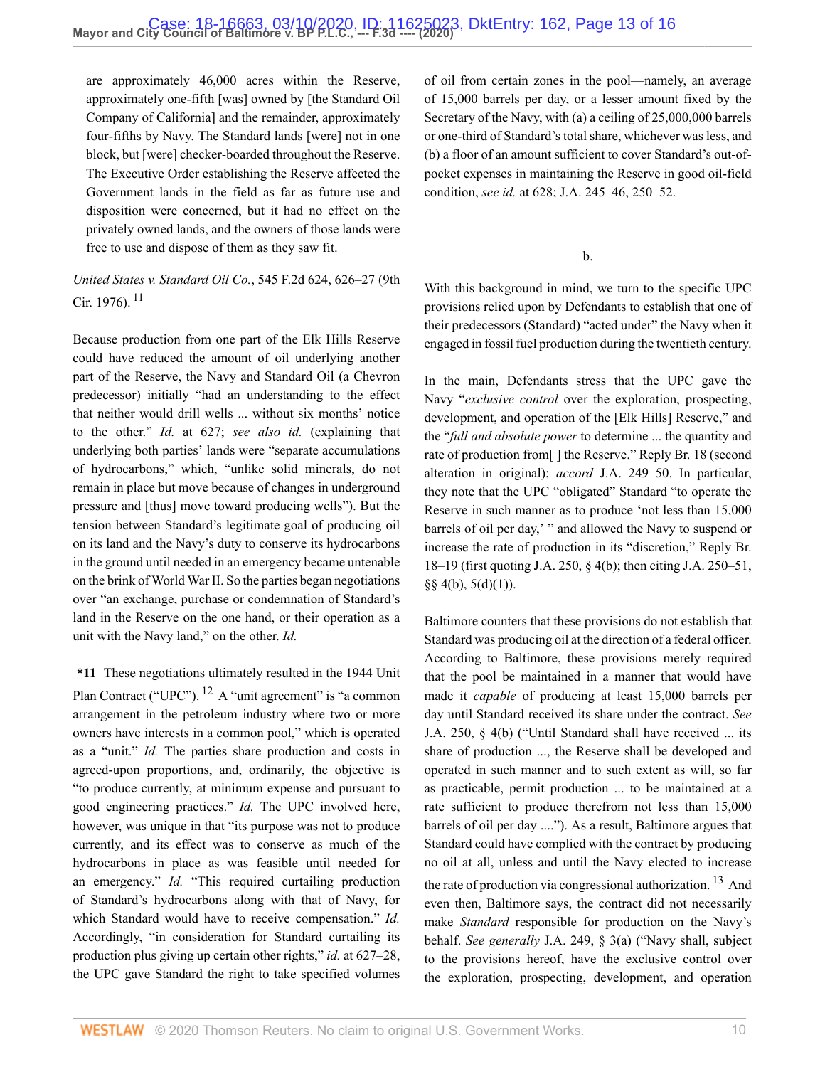are approximately 46,000 acres within the Reserve, approximately one-fifth [was] owned by [the Standard Oil Company of California] and the remainder, approximately four-fifths by Navy. The Standard lands [were] not in one block, but [were] checker-boarded throughout the Reserve. The Executive Order establishing the Reserve affected the Government lands in the field as far as future use and disposition were concerned, but it had no effect on the privately owned lands, and the owners of those lands were free to use and dispose of them as they saw fit.

*United States v. Standard Oil Co.*, 545 F.2d 624, 626–27 (9th Cir. 1976).[11]

Because production from one part of the Elk Hills Reserve could have reduced the amount of oil underlying another part of the Reserve, the Navy and Standard Oil (a Chevron predecessor) initially "had an understanding to the effect that neither would drill wells ... without six months' notice to the other." *Id.* at 627; *see also id.* (explaining that underlying both parties' lands were "separate accumulations of hydrocarbons," which, "unlike solid minerals, do not remain in place but move because of changes in underground pressure and [thus] move toward producing wells"). But the tension between Standard's legitimate goal of producing oil on its land and the Navy's duty to conserve its hydrocarbons in the ground until needed in an emergency became untenable on the brink of World War II. So the parties began negotiations over "an exchange, purchase or condemnation of Standard's land in the Reserve on the one hand, or their operation as a unit with the Navy land," on the other. *Id.*

**\*11** These negotiations ultimately resulted in the 1944 Unit Plan Contract ("UPC").[12] A "unit agreement" is "a common arrangement in the petroleum industry where two or more owners have interests in a common pool," which is operated as a "unit." *Id.* The parties share production and costs in agreed-upon proportions, and, ordinarily, the objective is "to produce currently, at minimum expense and pursuant to good engineering practices." *Id.* The UPC involved here, however, was unique in that "its purpose was not to produce currently, and its effect was to conserve as much of the hydrocarbons in place as was feasible until needed for an emergency." *Id.* "This required curtailing production of Standard's hydrocarbons along with that of Navy, for which Standard would have to receive compensation." *Id.* Accordingly, "in consideration for Standard curtailing its production plus giving up certain other rights," *id.* at 627–28, the UPC gave Standard the right to take specified volumes of oil from certain zones in the pool—namely, an average of 15,000 barrels per day, or a lesser amount fixed by the Secretary of the Navy, with (a) a ceiling of 25,000,000 barrels or one-third of Standard's total share, whichever was less, and (b) a floor of an amount sufficient to cover Standard's out-of-pocket expenses in maintaining the Reserve in good oil-field condition, *see id.* at 628; J.A. 245–46, 250–52.

b.

With this background in mind, we turn to the specific UPC provisions relied upon by Defendants to establish that one of their predecessors (Standard) "acted under" the Navy when it engaged in fossil fuel production during the twentieth century.

In the main, Defendants stress that the UPC gave the Navy "*exclusive control* over the exploration, prospecting, development, and operation of the [Elk Hills] Reserve," and the "*full and absolute power* to determine ... the quantity and rate of production from[ ] the Reserve." Reply Br. 18 (second alteration in original); *accord* J.A. 249–50. In particular, they note that the UPC "obligated" Standard "to operate the Reserve in such manner as to produce 'not less than 15,000 barrels of oil per day,' " and allowed the Navy to suspend or increase the rate of production in its "discretion," Reply Br. 18–19 (first quoting J.A. 250, § 4(b); then citing J.A. 250–51, §§ 4(b), 5(d)(1)).

Baltimore counters that these provisions do not establish that Standard was producing oil at the direction of a federal officer. According to Baltimore, these provisions merely required that the pool be maintained in a manner that would have made it *capable* of producing at least 15,000 barrels per day until Standard received its share under the contract. *See* J.A. 250, § 4(b) ("Until Standard shall have received ... its share of production ..., the Reserve shall be developed and operated in such manner and to such extent as will, so far as practicable, permit production ... to be maintained at a rate sufficient to produce therefrom not less than 15,000 barrels of oil per day ...."). As a result, Baltimore argues that Standard could have complied with the contract by producing no oil at all, unless and until the Navy elected to increase the rate of production via congressional authorization.[13] And even then, Baltimore says, the contract did not necessarily make *Standard* responsible for production on the Navy's behalf. *See generally* J.A. 249, § 3(a) ("Navy shall, subject to the provisions hereof, have the exclusive control over the exploration, prospecting, development, and operation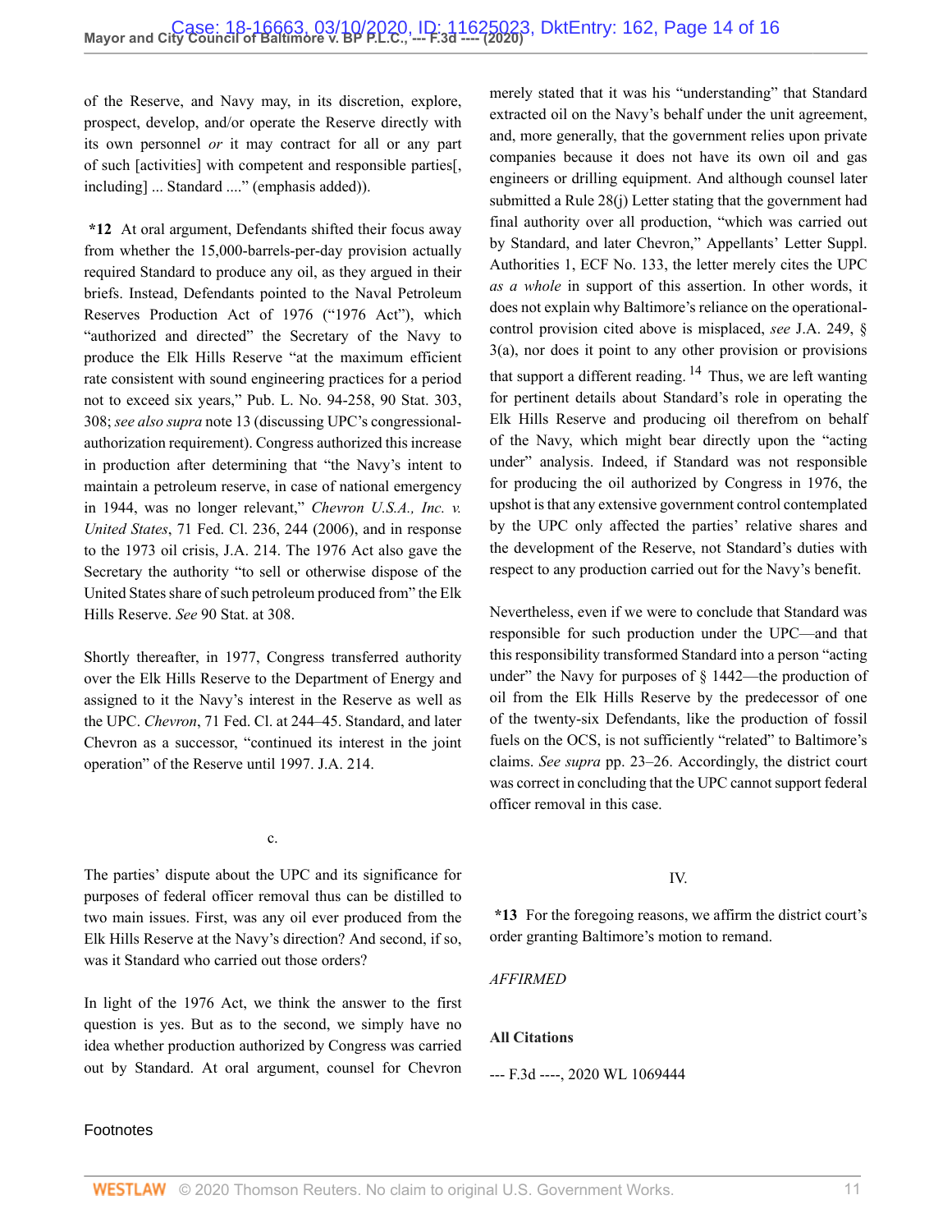of the Reserve, and Navy may, in its discretion, explore, prospect, develop, and/or operate the Reserve directly with its own personnel *or* it may contract for all or any part of such [activities] with competent and responsible parties[, including] ... Standard ...." (emphasis added)).

**\*12** At oral argument, Defendants shifted their focus away from whether the 15,000-barrels-per-day provision actually required Standard to produce any oil, as they argued in their briefs. Instead, Defendants pointed to the Naval Petroleum Reserves Production Act of 1976 ("1976 Act"), which "authorized and directed" the Secretary of the Navy to produce the Elk Hills Reserve "at the maximum efficient rate consistent with sound engineering practices for a period not to exceed six years," Pub. L. No. 94-258, 90 Stat. 303, 308; *see also supra* note 13 (discussing UPC's congressional-authorization requirement). Congress authorized this increase in production after determining that "the Navy's intent to maintain a petroleum reserve, in case of national emergency in 1944, was no longer relevant," *Chevron U.S.A., Inc. v. United States*, 71 Fed. Cl. 236, 244 (2006), and in response to the 1973 oil crisis, J.A. 214. The 1976 Act also gave the Secretary the authority "to sell or otherwise dispose of the United States share of such petroleum produced from" the Elk Hills Reserve. *See* 90 Stat. at 308.

Shortly thereafter, in 1977, Congress transferred authority over the Elk Hills Reserve to the Department of Energy and assigned to it the Navy's interest in the Reserve as well as the UPC. *Chevron*, 71 Fed. Cl. at 244–45. Standard, and later Chevron as a successor, "continued its interest in the joint operation" of the Reserve until 1997. J.A. 214.

c.

The parties' dispute about the UPC and its significance for purposes of federal officer removal thus can be distilled to two main issues. First, was any oil ever produced from the Elk Hills Reserve at the Navy's direction? And second, if so, was it Standard who carried out those orders?

In light of the 1976 Act, we think the answer to the first question is yes. But as to the second, we simply have no idea whether production authorized by Congress was carried out by Standard. At oral argument, counsel for Chevron merely stated that it was his "understanding" that Standard extracted oil on the Navy's behalf under the unit agreement, and, more generally, that the government relies upon private companies because it does not have its own oil and gas engineers or drilling equipment. And although counsel later submitted a Rule 28(j) Letter stating that the government had final authority over all production, "which was carried out by Standard, and later Chevron," Appellants' Letter Suppl. Authorities 1, ECF No. 133, the letter merely cites the UPC *as a whole* in support of this assertion. In other words, it does not explain why Baltimore's reliance on the operational-control provision cited above is misplaced, *see* J.A. 249, § 3(a), nor does it point to any other provision or provisions that support a different reading.[14] Thus, we are left wanting for pertinent details about Standard's role in operating the Elk Hills Reserve and producing oil therefrom on behalf of the Navy, which might bear directly upon the "acting under" analysis. Indeed, if Standard was not responsible for producing the oil authorized by Congress in 1976, the upshot is that any extensive government control contemplated by the UPC only affected the parties' relative shares and the development of the Reserve, not Standard's duties with respect to any production carried out for the Navy's benefit.

Nevertheless, even if we were to conclude that Standard was responsible for such production under the UPC—and that this responsibility transformed Standard into a person "acting under" the Navy for purposes of § 1442—the production of oil from the Elk Hills Reserve by the predecessor of one of the twenty-six Defendants, like the production of fossil fuels on the OCS, is not sufficiently "related" to Baltimore's claims. *See supra* pp. 23–26. Accordingly, the district court was correct in concluding that the UPC cannot support federal officer removal in this case.

## IV.

**\*13** For the foregoing reasons, we affirm the district court's order granting Baltimore's motion to remand.

*AFFIRMED*

**All Citations**

--- F.3d ----, 2020 WL 1069444

Footnotes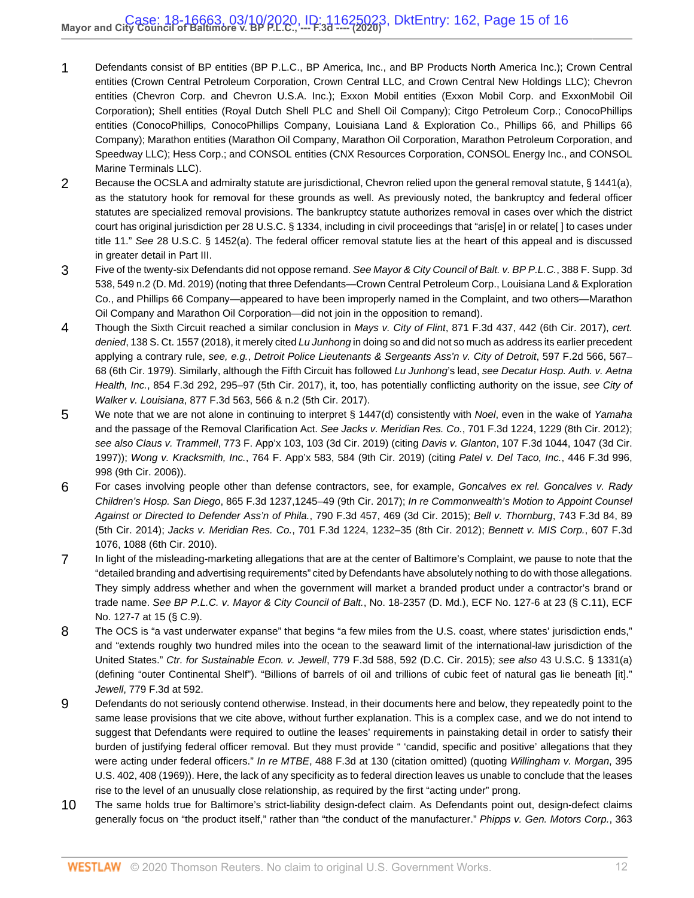1 Defendants consist of BP entities (BP P.L.C., BP America, Inc., and BP Products North America Inc.); Crown Central entities (Crown Central Petroleum Corporation, Crown Central LLC, and Crown Central New Holdings LLC); Chevron entities (Chevron Corp. and Chevron U.S.A. Inc.); Exxon Mobil entities (Exxon Mobil Corp. and ExxonMobil Oil Corporation); Shell entities (Royal Dutch Shell PLC and Shell Oil Company); Citgo Petroleum Corp.; ConocoPhillips entities (ConocoPhillips, ConocoPhillips Company, Louisiana Land & Exploration Co., Phillips 66, and Phillips 66 Company); Marathon entities (Marathon Oil Company, Marathon Oil Corporation, Marathon Petroleum Corporation, and Speedway LLC); Hess Corp.; and CONSOL entities (CNX Resources Corporation, CONSOL Energy Inc., and CONSOL Marine Terminals LLC).

2 Because the OCSLA and admiralty statute are jurisdictional, Chevron relied upon the general removal statute, § 1441(a), as the statutory hook for removal for these grounds as well. As previously noted, the bankruptcy and federal officer statutes are specialized removal provisions. The bankruptcy statute authorizes removal in cases over which the district court has original jurisdiction per 28 U.S.C. § 1334, including in civil proceedings that "aris[e] in or relate[ ] to cases under title 11." *See* 28 U.S.C. § 1452(a). The federal officer removal statute lies at the heart of this appeal and is discussed in greater detail in Part III.

3 Five of the twenty-six Defendants did not oppose remand. *See Mayor & City Council of Balt. v. BP P.L.C.*, 388 F. Supp. 3d 538, 549 n.2 (D. Md. 2019) (noting that three Defendants—Crown Central Petroleum Corp., Louisiana Land & Exploration Co., and Phillips 66 Company—appeared to have been improperly named in the Complaint, and two others—Marathon Oil Company and Marathon Oil Corporation—did not join in the opposition to remand).

4 Though the Sixth Circuit reached a similar conclusion in *Mays v. City of Flint*, 871 F.3d 437, 442 (6th Cir. 2017), *cert. denied*, 138 S. Ct. 1557 (2018), it merely cited *Lu Junhong* in doing so and did not so much as address its earlier precedent applying a contrary rule, *see, e.g.*, *Detroit Police Lieutenants & Sergeants Ass'n v. City of Detroit*, 597 F.2d 566, 567–68 (6th Cir. 1979). Similarly, although the Fifth Circuit has followed *Lu Junhong*'s lead, *see Decatur Hosp. Auth. v. Aetna Health, Inc.*, 854 F.3d 292, 295–97 (5th Cir. 2017), it, too, has potentially conflicting authority on the issue, *see City of Walker v. Louisiana*, 877 F.3d 563, 566 & n.2 (5th Cir. 2017).

5 We note that we are not alone in continuing to interpret § 1447(d) consistently with *Noel*, even in the wake of *Yamaha* and the passage of the Removal Clarification Act. *See Jacks v. Meridian Res. Co.*, 701 F.3d 1224, 1229 (8th Cir. 2012); *see also Claus v. Trammell*, 773 F. App'x 103, 103 (3d Cir. 2019) (citing *Davis v. Glanton*, 107 F.3d 1044, 1047 (3d Cir. 1997)); *Wong v. Kracksmith, Inc.*, 764 F. App'x 583, 584 (9th Cir. 2019) (citing *Patel v. Del Taco, Inc.*, 446 F.3d 996, 998 (9th Cir. 2006)).

6 For cases involving people other than defense contractors, see, for example, *Goncalves ex rel. Goncalves v. Rady Children's Hosp. San Diego*, 865 F.3d 1237,1245–49 (9th Cir. 2017); *In re Commonwealth's Motion to Appoint Counsel Against or Directed to Defender Ass'n of Phila.*, 790 F.3d 457, 469 (3d Cir. 2015); *Bell v. Thornburg*, 743 F.3d 84, 89 (5th Cir. 2014); *Jacks v. Meridian Res. Co.*, 701 F.3d 1224, 1232–35 (8th Cir. 2012); *Bennett v. MIS Corp.*, 607 F.3d 1076, 1088 (6th Cir. 2010).

7 In light of the misleading-marketing allegations that are at the center of Baltimore's Complaint, we pause to note that the "detailed branding and advertising requirements" cited by Defendants have absolutely nothing to do with those allegations. They simply address whether and when the government will market a branded product under a contractor's brand or trade name. *See BP P.L.C. v. Mayor & City Council of Balt.*, No. 18-2357 (D. Md.), ECF No. 127-6 at 23 (§ C.11), ECF No. 127-7 at 15 (§ C.9).

8 The OCS is "a vast underwater expanse" that begins "a few miles from the U.S. coast, where states' jurisdiction ends," and "extends roughly two hundred miles into the ocean to the seaward limit of the international-law jurisdiction of the United States." *Ctr. for Sustainable Econ. v. Jewell*, 779 F.3d 588, 592 (D.C. Cir. 2015); *see also* 43 U.S.C. § 1331(a) (defining "outer Continental Shelf"). "Billions of barrels of oil and trillions of cubic feet of natural gas lie beneath [it]." *Jewell*, 779 F.3d at 592.

9 Defendants do not seriously contend otherwise. Instead, in their documents here and below, they repeatedly point to the same lease provisions that we cite above, without further explanation. This is a complex case, and we do not intend to suggest that Defendants were required to outline the leases' requirements in painstaking detail in order to satisfy their burden of justifying federal officer removal. But they must provide " 'candid, specific and positive' allegations that they were acting under federal officers." *In re MTBE*, 488 F.3d at 130 (citation omitted) (quoting *Willingham v. Morgan*, 395 U.S. 402, 408 (1969)). Here, the lack of any specificity as to federal direction leaves us unable to conclude that the leases rise to the level of an unusually close relationship, as required by the first "acting under" prong.

10 The same holds true for Baltimore's strict-liability design-defect claim. As Defendants point out, design-defect claims generally focus on "the product itself," rather than "the conduct of the manufacturer." *Phipps v. Gen. Motors Corp.*, 363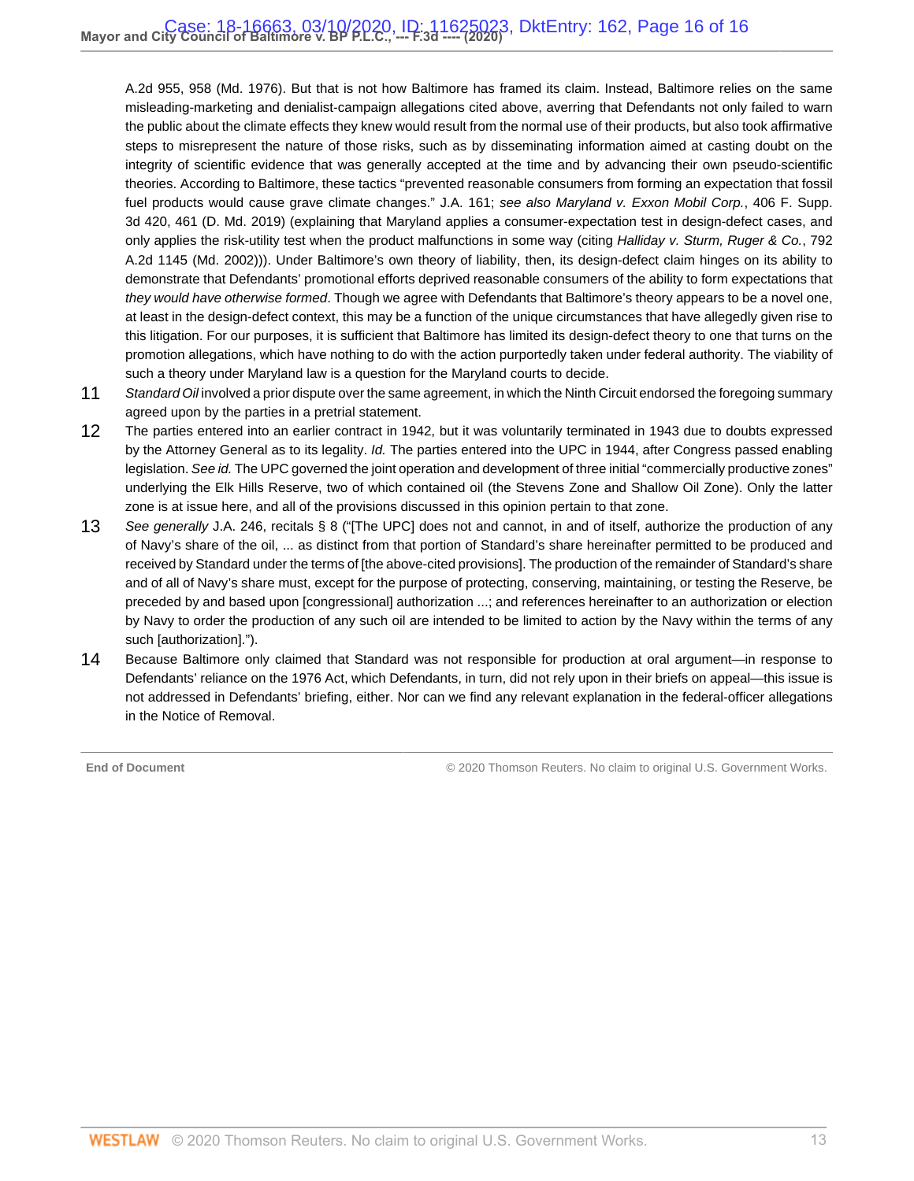A.2d 955, 958 (Md. 1976). But that is not how Baltimore has framed its claim. Instead, Baltimore relies on the same misleading-marketing and denialist-campaign allegations cited above, averring that Defendants not only failed to warn the public about the climate effects they knew would result from the normal use of their products, but also took affirmative steps to misrepresent the nature of those risks, such as by disseminating information aimed at casting doubt on the integrity of scientific evidence that was generally accepted at the time and by advancing their own pseudo-scientific theories. According to Baltimore, these tactics "prevented reasonable consumers from forming an expectation that fossil fuel products would cause grave climate changes." J.A. 161; *see also Maryland v. Exxon Mobil Corp.*, 406 F. Supp. 3d 420, 461 (D. Md. 2019) (explaining that Maryland applies a consumer-expectation test in design-defect cases, and only applies the risk-utility test when the product malfunctions in some way (citing *Halliday v. Sturm, Ruger & Co.*, 792 A.2d 1145 (Md. 2002))). Under Baltimore's own theory of liability, then, its design-defect claim hinges on its ability to demonstrate that Defendants' promotional efforts deprived reasonable consumers of the ability to form expectations that *they would have otherwise formed*. Though we agree with Defendants that Baltimore's theory appears to be a novel one, at least in the design-defect context, this may be a function of the unique circumstances that have allegedly given rise to this litigation. For our purposes, it is sufficient that Baltimore has limited its design-defect theory to one that turns on the promotion allegations, which have nothing to do with the action purportedly taken under federal authority. The viability of such a theory under Maryland law is a question for the Maryland courts to decide.

11 *Standard Oil* involved a prior dispute over the same agreement, in which the Ninth Circuit endorsed the foregoing summary agreed upon by the parties in a pretrial statement.

12 The parties entered into an earlier contract in 1942, but it was voluntarily terminated in 1943 due to doubts expressed by the Attorney General as to its legality. *Id.* The parties entered into the UPC in 1944, after Congress passed enabling legislation. *See id.* The UPC governed the joint operation and development of three initial "commercially productive zones" underlying the Elk Hills Reserve, two of which contained oil (the Stevens Zone and Shallow Oil Zone). Only the latter zone is at issue here, and all of the provisions discussed in this opinion pertain to that zone.

13 *See generally* J.A. 246, recitals § 8 ("[The UPC] does not and cannot, in and of itself, authorize the production of any of Navy's share of the oil, ... as distinct from that portion of Standard's share hereinafter permitted to be produced and received by Standard under the terms of [the above-cited provisions]. The production of the remainder of Standard's share and of all of Navy's share must, except for the purpose of protecting, conserving, maintaining, or testing the Reserve, be preceded by and based upon [congressional] authorization ...; and references hereinafter to an authorization or election by Navy to order the production of any such oil are intended to be limited to action by the Navy within the terms of any such [authorization].").

14 Because Baltimore only claimed that Standard was not responsible for production at oral argument—in response to Defendants' reliance on the 1976 Act, which Defendants, in turn, did not rely upon in their briefs on appeal—this issue is not addressed in Defendants' briefing, either. Nor can we find any relevant explanation in the federal-officer allegations in the Notice of Removal.

**End of Document** © 2020 Thomson Reuters. No claim to original U.S. Government Works.